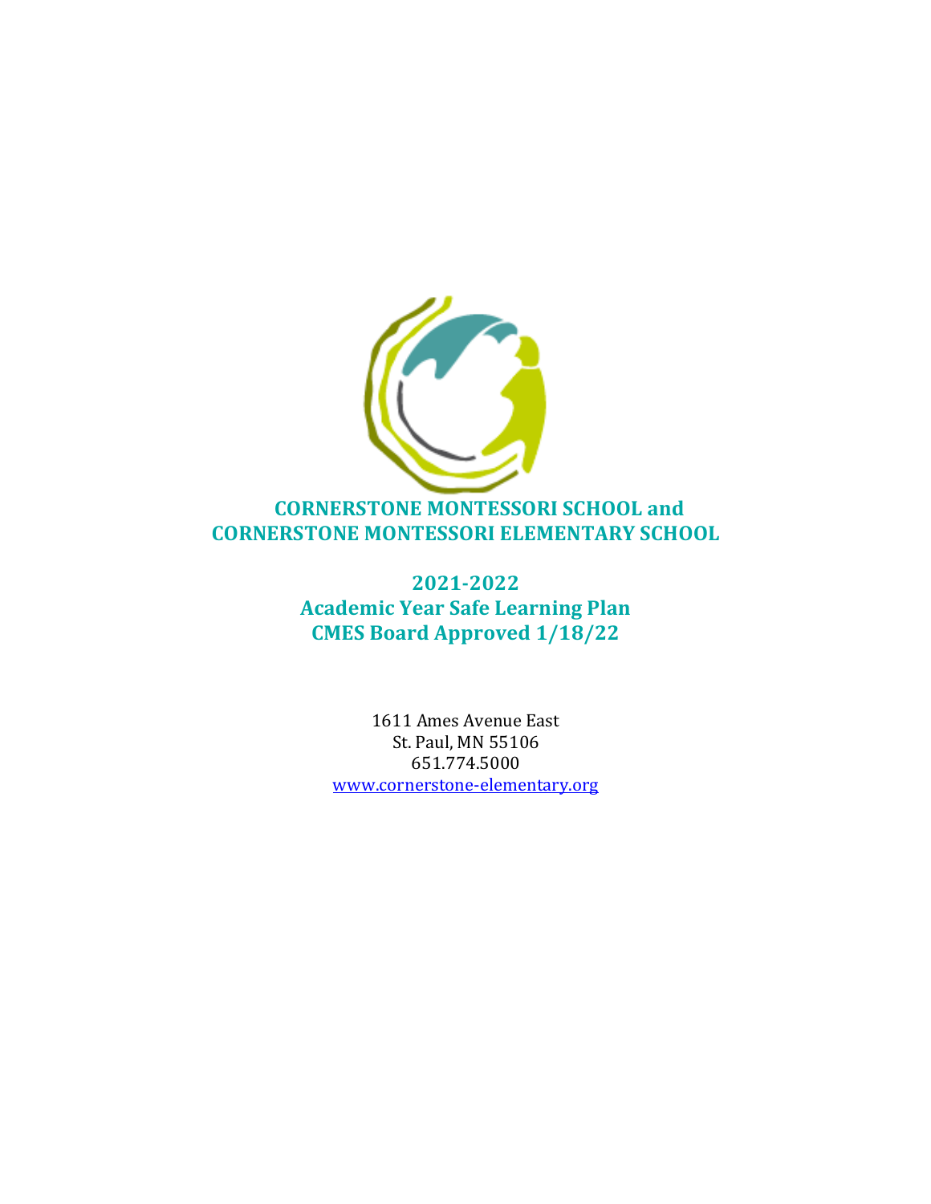# CORNERSTONE MONTESSORI SCHOOL and CORNERSTONE MONTESSORI ELEMENTARY SCHOOL

## 2021-2022
## Academic Year Safe Learning Plan
## CMES Board Approved 1/18/22

1611 Ames Avenue East
St. Paul, MN 55106
651.774.5000
www.cornerstone-elementary.org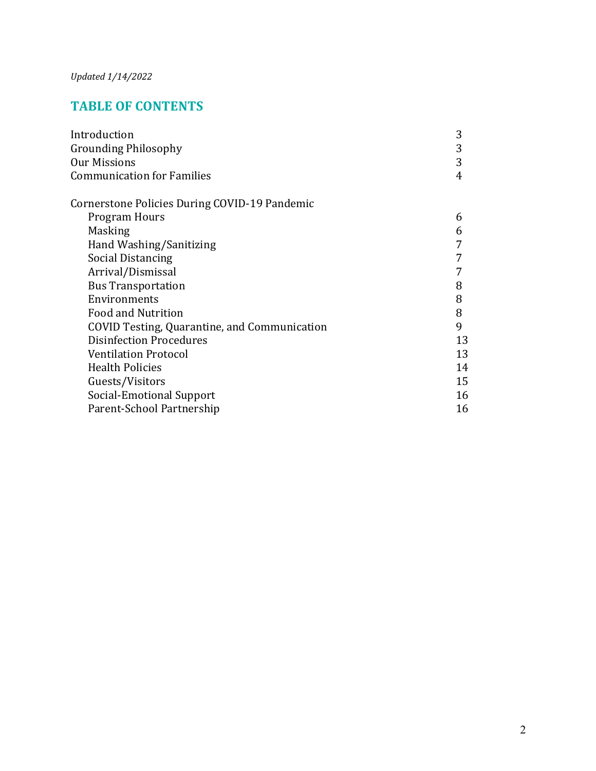*Updated 1/14/2022*

## TABLE OF CONTENTS

| | |
|---|---|
| Introduction | 3 |
| Grounding Philosophy | 3 |
| Our Missions | 3 |
| Communication for Families | 4 |
| | |
| Cornerstone Policies During COVID-19 Pandemic | |
| Program Hours | 6 |
| Masking | 6 |
| Hand Washing/Sanitizing | 7 |
| Social Distancing | 7 |
| Arrival/Dismissal | 7 |
| Bus Transportation | 8 |
| Environments | 8 |
| Food and Nutrition | 8 |
| COVID Testing, Quarantine, and Communication | 9 |
| Disinfection Procedures | 13 |
| Ventilation Protocol | 13 |
| Health Policies | 14 |
| Guests/Visitors | 15 |
| Social-Emotional Support | 16 |
| Parent-School Partnership | 16 |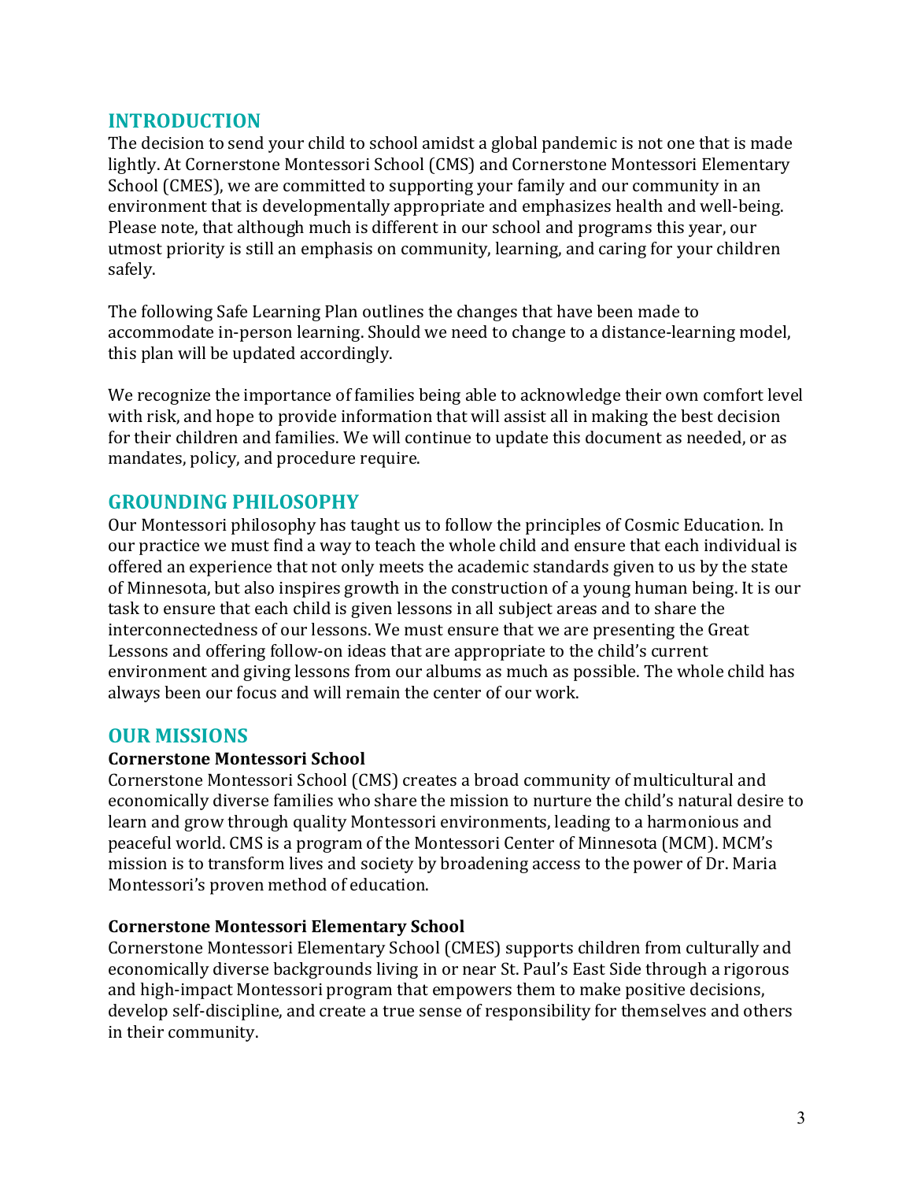## INTRODUCTION

The decision to send your child to school amidst a global pandemic is not one that is made lightly. At Cornerstone Montessori School (CMS) and Cornerstone Montessori Elementary School (CMES), we are committed to supporting your family and our community in an environment that is developmentally appropriate and emphasizes health and well-being. Please note, that although much is different in our school and programs this year, our utmost priority is still an emphasis on community, learning, and caring for your children safely.

The following Safe Learning Plan outlines the changes that have been made to accommodate in-person learning. Should we need to change to a distance-learning model, this plan will be updated accordingly.

We recognize the importance of families being able to acknowledge their own comfort level with risk, and hope to provide information that will assist all in making the best decision for their children and families. We will continue to update this document as needed, or as mandates, policy, and procedure require.

## GROUNDING PHILOSOPHY

Our Montessori philosophy has taught us to follow the principles of Cosmic Education. In our practice we must find a way to teach the whole child and ensure that each individual is offered an experience that not only meets the academic standards given to us by the state of Minnesota, but also inspires growth in the construction of a young human being. It is our task to ensure that each child is given lessons in all subject areas and to share the interconnectedness of our lessons. We must ensure that we are presenting the Great Lessons and offering follow-on ideas that are appropriate to the child's current environment and giving lessons from our albums as much as possible. The whole child has always been our focus and will remain the center of our work.

## OUR MISSIONS

**Cornerstone Montessori School**

Cornerstone Montessori School (CMS) creates a broad community of multicultural and economically diverse families who share the mission to nurture the child's natural desire to learn and grow through quality Montessori environments, leading to a harmonious and peaceful world. CMS is a program of the Montessori Center of Minnesota (MCM). MCM's mission is to transform lives and society by broadening access to the power of Dr. Maria Montessori's proven method of education.

**Cornerstone Montessori Elementary School**

Cornerstone Montessori Elementary School (CMES) supports children from culturally and economically diverse backgrounds living in or near St. Paul's East Side through a rigorous and high-impact Montessori program that empowers them to make positive decisions, develop self-discipline, and create a true sense of responsibility for themselves and others in their community.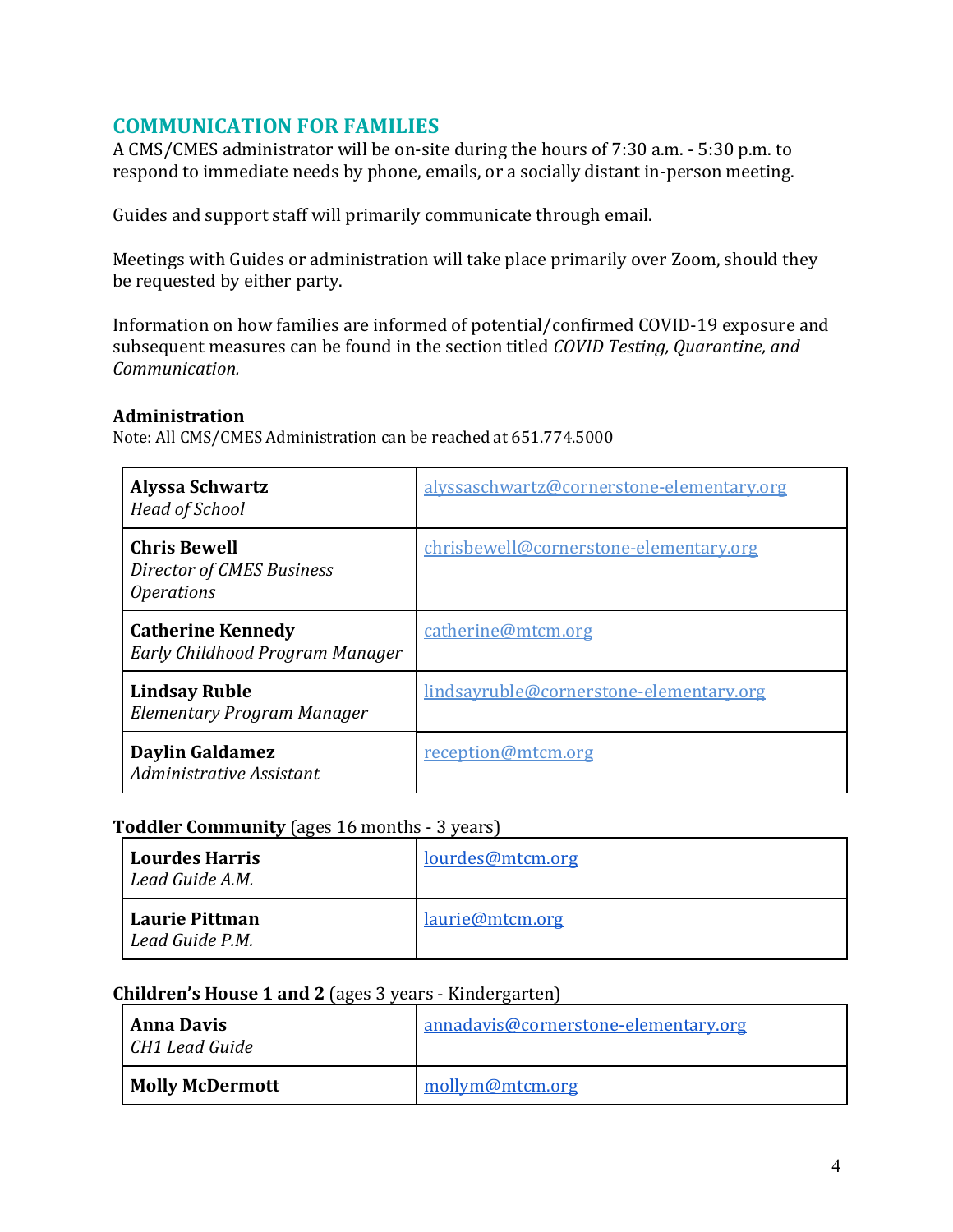## COMMUNICATION FOR FAMILIES

A CMS/CMES administrator will be on-site during the hours of 7:30 a.m. - 5:30 p.m. to respond to immediate needs by phone, emails, or a socially distant in-person meeting.

Guides and support staff will primarily communicate through email.

Meetings with Guides or administration will take place primarily over Zoom, should they be requested by either party.

Information on how families are informed of potential/confirmed COVID-19 exposure and subsequent measures can be found in the section titled *COVID Testing, Quarantine, and Communication.*

### Administration

Note: All CMS/CMES Administration can be reached at 651.774.5000

| | |
|---|---|
| **Alyssa Schwartz** *Head of School* | alyssaschwartz@cornerstone-elementary.org |
| **Chris Bewell** *Director of CMES Business Operations* | chrisbewell@cornerstone-elementary.org |
| **Catherine Kennedy** *Early Childhood Program Manager* | catherine@mtcm.org |
| **Lindsay Ruble** *Elementary Program Manager* | lindsayruble@cornerstone-elementary.org |
| **Daylin Galdamez** *Administrative Assistant* | reception@mtcm.org |

**Toddler Community** (ages 16 months - 3 years)

| | |
|---|---|
| **Lourdes Harris** *Lead Guide A.M.* | lourdes@mtcm.org |
| **Laurie Pittman** *Lead Guide P.M.* | laurie@mtcm.org |

**Children's House 1 and 2** (ages 3 years - Kindergarten)

| | |
|---|---|
| **Anna Davis** *CH1 Lead Guide* | annadavis@cornerstone-elementary.org |
| **Molly McDermott** | mollym@mtcm.org |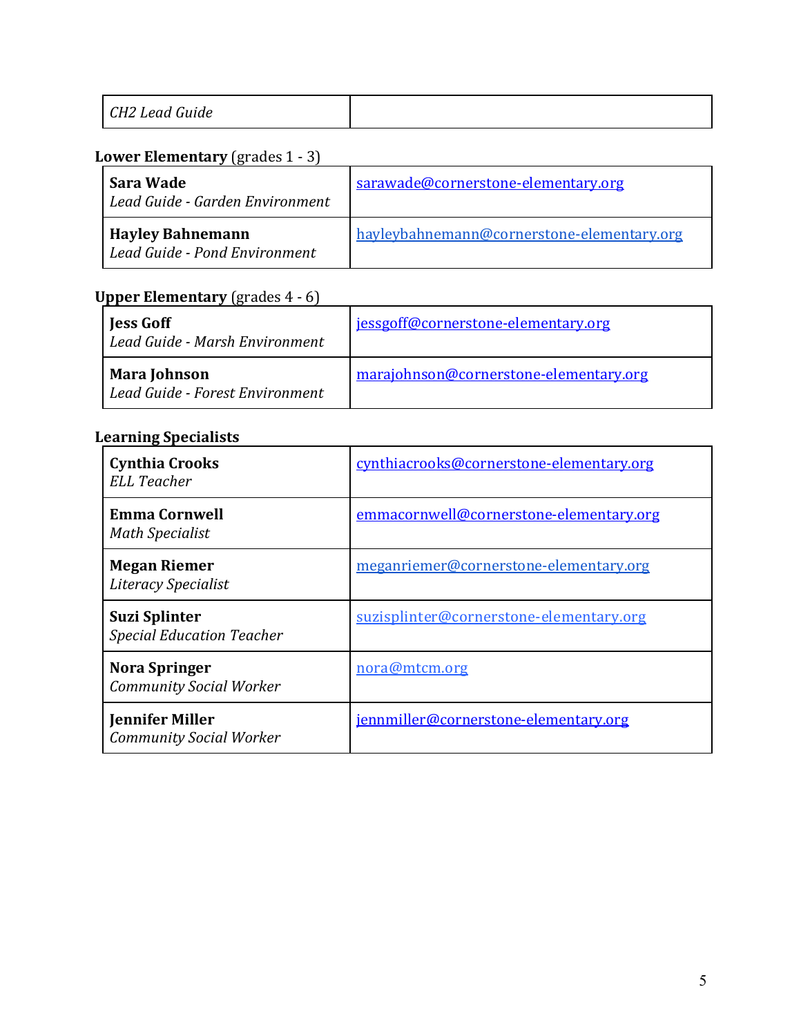| *CH2 Lead Guide* | |
|---|---|

**Lower Elementary** (grades 1 - 3)

| **Sara Wade**<br>*Lead Guide - Garden Environment* | sarawade@cornerstone-elementary.org |
|---|---|
| **Hayley Bahnemann**<br>*Lead Guide - Pond Environment* | hayleybahnemann@cornerstone-elementary.org |

**Upper Elementary** (grades 4 - 6)

| **Jess Goff**<br>*Lead Guide - Marsh Environment* | jessgoff@cornerstone-elementary.org |
|---|---|
| **Mara Johnson**<br>*Lead Guide - Forest Environment* | marajohnson@cornerstone-elementary.org |

**Learning Specialists**

| **Cynthia Crooks**<br>*ELL Teacher* | cynthiacrooks@cornerstone-elementary.org |
|---|---|
| **Emma Cornwell**<br>*Math Specialist* | emmacornwell@cornerstone-elementary.org |
| **Megan Riemer**<br>*Literacy Specialist* | meganriemer@cornerstone-elementary.org |
| **Suzi Splinter**<br>*Special Education Teacher* | suzisplinter@cornerstone-elementary.org |
| **Nora Springer**<br>*Community Social Worker* | nora@mtcm.org |
| **Jennifer Miller**<br>*Community Social Worker* | jennmiller@cornerstone-elementary.org |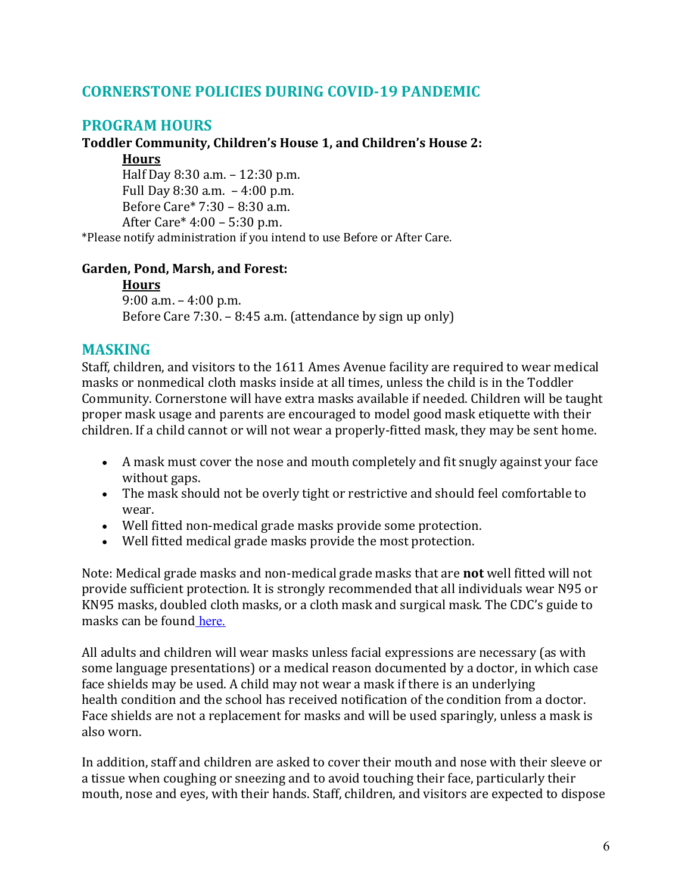## CORNERSTONE POLICIES DURING COVID-19 PANDEMIC

### PROGRAM HOURS

**Toddler Community, Children's House 1, and Children's House 2:**

**Hours**

Half Day 8:30 a.m. – 12:30 p.m.
Full Day 8:30 a.m. – 4:00 p.m.
Before Care* 7:30 – 8:30 a.m.
After Care* 4:00 – 5:30 p.m.

*Please notify administration if you intend to use Before or After Care.

**Garden, Pond, Marsh, and Forest:**

**Hours**

9:00 a.m. – 4:00 p.m.
Before Care 7:30. – 8:45 a.m. (attendance by sign up only)

### MASKING

Staff, children, and visitors to the 1611 Ames Avenue facility are required to wear medical masks or nonmedical cloth masks inside at all times, unless the child is in the Toddler Community. Cornerstone will have extra masks available if needed. Children will be taught proper mask usage and parents are encouraged to model good mask etiquette with their children. If a child cannot or will not wear a properly-fitted mask, they may be sent home.

- A mask must cover the nose and mouth completely and fit snugly against your face without gaps.
- The mask should not be overly tight or restrictive and should feel comfortable to wear.
- Well fitted non-medical grade masks provide some protection.
- Well fitted medical grade masks provide the most protection.

Note: Medical grade masks and non-medical grade masks that are **not** well fitted will not provide sufficient protection. It is strongly recommended that all individuals wear N95 or KN95 masks, doubled cloth masks, or a cloth mask and surgical mask. The CDC's guide to masks can be found here.

All adults and children will wear masks unless facial expressions are necessary (as with some language presentations) or a medical reason documented by a doctor, in which case face shields may be used. A child may not wear a mask if there is an underlying health condition and the school has received notification of the condition from a doctor. Face shields are not a replacement for masks and will be used sparingly, unless a mask is also worn.

In addition, staff and children are asked to cover their mouth and nose with their sleeve or a tissue when coughing or sneezing and to avoid touching their face, particularly their mouth, nose and eyes, with their hands. Staff, children, and visitors are expected to dispose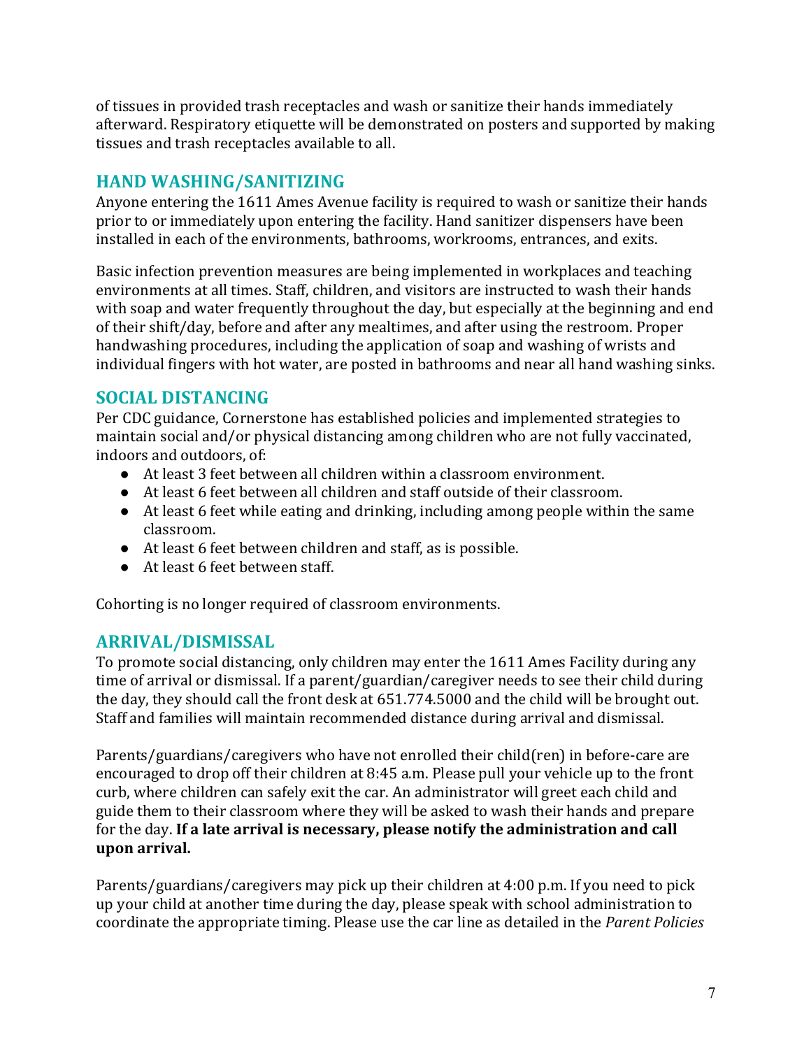of tissues in provided trash receptacles and wash or sanitize their hands immediately afterward. Respiratory etiquette will be demonstrated on posters and supported by making tissues and trash receptacles available to all.

## HAND WASHING/SANITIZING

Anyone entering the 1611 Ames Avenue facility is required to wash or sanitize their hands prior to or immediately upon entering the facility. Hand sanitizer dispensers have been installed in each of the environments, bathrooms, workrooms, entrances, and exits.

Basic infection prevention measures are being implemented in workplaces and teaching environments at all times. Staff, children, and visitors are instructed to wash their hands with soap and water frequently throughout the day, but especially at the beginning and end of their shift/day, before and after any mealtimes, and after using the restroom. Proper handwashing procedures, including the application of soap and washing of wrists and individual fingers with hot water, are posted in bathrooms and near all hand washing sinks.

## SOCIAL DISTANCING

Per CDC guidance, Cornerstone has established policies and implemented strategies to maintain social and/or physical distancing among children who are not fully vaccinated, indoors and outdoors, of:

- At least 3 feet between all children within a classroom environment.
- At least 6 feet between all children and staff outside of their classroom.
- At least 6 feet while eating and drinking, including among people within the same classroom.
- At least 6 feet between children and staff, as is possible.
- At least 6 feet between staff.

Cohorting is no longer required of classroom environments.

## ARRIVAL/DISMISSAL

To promote social distancing, only children may enter the 1611 Ames Facility during any time of arrival or dismissal. If a parent/guardian/caregiver needs to see their child during the day, they should call the front desk at 651.774.5000 and the child will be brought out. Staff and families will maintain recommended distance during arrival and dismissal.

Parents/guardians/caregivers who have not enrolled their child(ren) in before-care are encouraged to drop off their children at 8:45 a.m. Please pull your vehicle up to the front curb, where children can safely exit the car. An administrator will greet each child and guide them to their classroom where they will be asked to wash their hands and prepare for the day. **If a late arrival is necessary, please notify the administration and call upon arrival.**

Parents/guardians/caregivers may pick up their children at 4:00 p.m. If you need to pick up your child at another time during the day, please speak with school administration to coordinate the appropriate timing. Please use the car line as detailed in the *Parent Policies*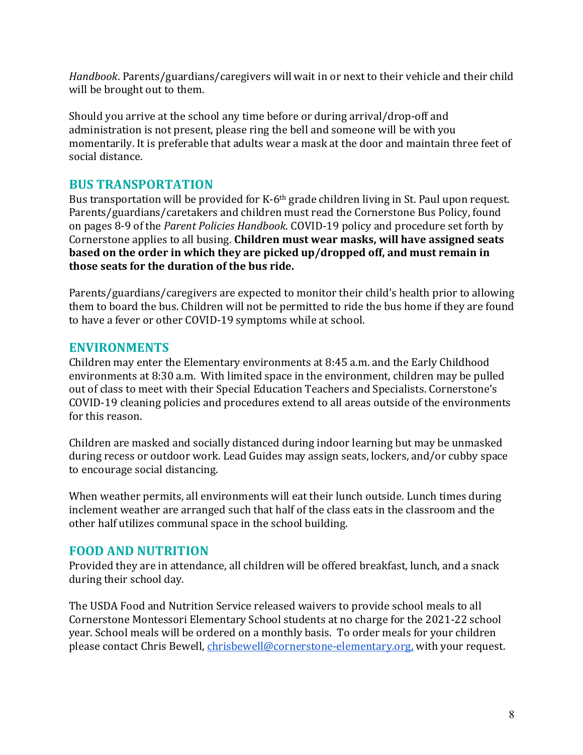*Handbook*. Parents/guardians/caregivers will wait in or next to their vehicle and their child will be brought out to them.

Should you arrive at the school any time before or during arrival/drop-off and administration is not present, please ring the bell and someone will be with you momentarily. It is preferable that adults wear a mask at the door and maintain three feet of social distance.

## BUS TRANSPORTATION

Bus transportation will be provided for K-6th grade children living in St. Paul upon request. Parents/guardians/caretakers and children must read the Cornerstone Bus Policy, found on pages 8-9 of the *Parent Policies Handbook*. COVID-19 policy and procedure set forth by Cornerstone applies to all busing. **Children must wear masks, will have assigned seats based on the order in which they are picked up/dropped off, and must remain in those seats for the duration of the bus ride.**

Parents/guardians/caregivers are expected to monitor their child's health prior to allowing them to board the bus. Children will not be permitted to ride the bus home if they are found to have a fever or other COVID-19 symptoms while at school.

## ENVIRONMENTS

Children may enter the Elementary environments at 8:45 a.m. and the Early Childhood environments at 8:30 a.m. With limited space in the environment, children may be pulled out of class to meet with their Special Education Teachers and Specialists. Cornerstone's COVID-19 cleaning policies and procedures extend to all areas outside of the environments for this reason.

Children are masked and socially distanced during indoor learning but may be unmasked during recess or outdoor work. Lead Guides may assign seats, lockers, and/or cubby space to encourage social distancing.

When weather permits, all environments will eat their lunch outside. Lunch times during inclement weather are arranged such that half of the class eats in the classroom and the other half utilizes communal space in the school building.

## FOOD AND NUTRITION

Provided they are in attendance, all children will be offered breakfast, lunch, and a snack during their school day.

The USDA Food and Nutrition Service released waivers to provide school meals to all Cornerstone Montessori Elementary School students at no charge for the 2021-22 school year. School meals will be ordered on a monthly basis. To order meals for your children please contact Chris Bewell, chrisbewell@cornerstone-elementary.org, with your request.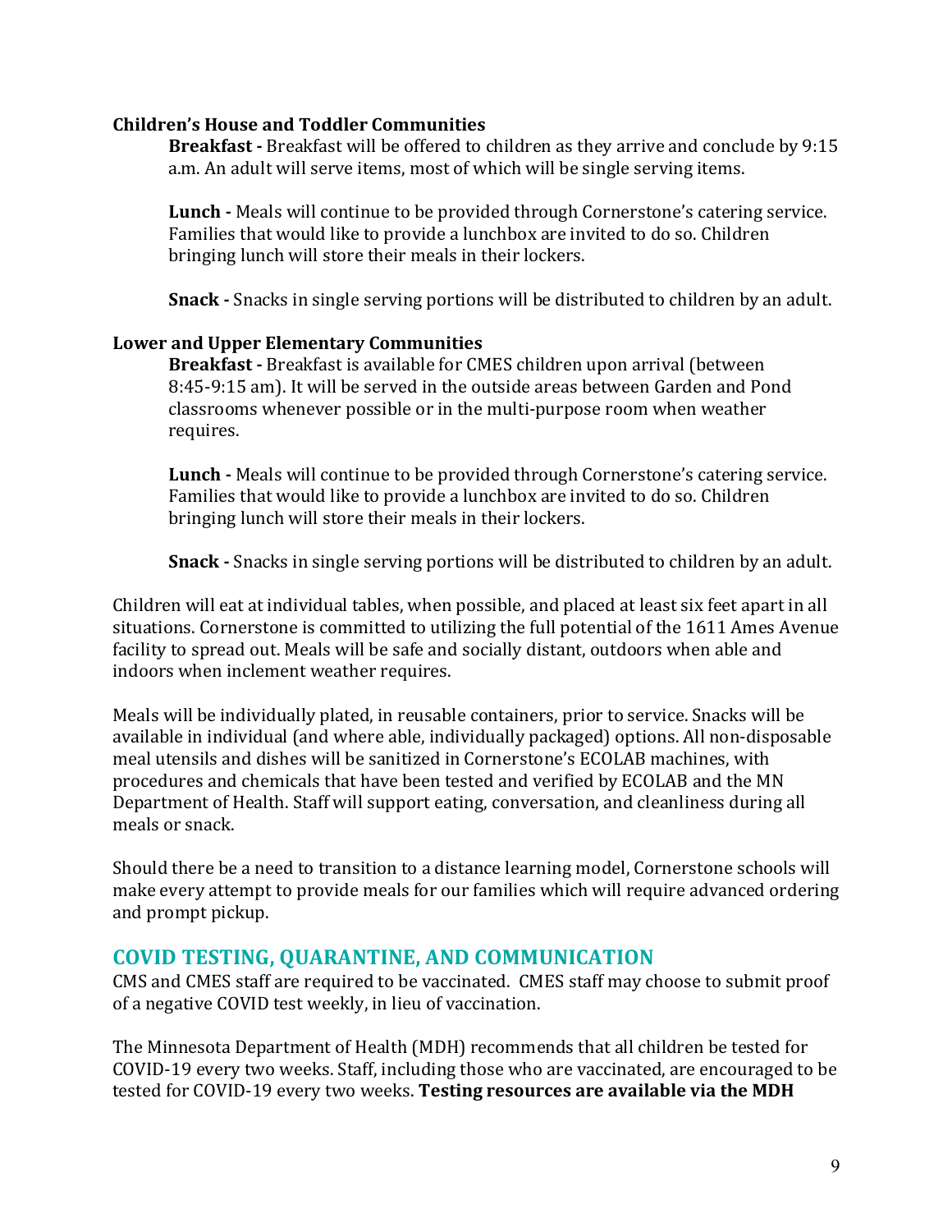**Children's House and Toddler Communities**

**Breakfast -** Breakfast will be offered to children as they arrive and conclude by 9:15 a.m. An adult will serve items, most of which will be single serving items.

**Lunch -** Meals will continue to be provided through Cornerstone's catering service. Families that would like to provide a lunchbox are invited to do so. Children bringing lunch will store their meals in their lockers.

**Snack -** Snacks in single serving portions will be distributed to children by an adult.

**Lower and Upper Elementary Communities**

**Breakfast -** Breakfast is available for CMES children upon arrival (between 8:45-9:15 am). It will be served in the outside areas between Garden and Pond classrooms whenever possible or in the multi-purpose room when weather requires.

**Lunch -** Meals will continue to be provided through Cornerstone's catering service. Families that would like to provide a lunchbox are invited to do so. Children bringing lunch will store their meals in their lockers.

**Snack -** Snacks in single serving portions will be distributed to children by an adult.

Children will eat at individual tables, when possible, and placed at least six feet apart in all situations. Cornerstone is committed to utilizing the full potential of the 1611 Ames Avenue facility to spread out. Meals will be safe and socially distant, outdoors when able and indoors when inclement weather requires.

Meals will be individually plated, in reusable containers, prior to service. Snacks will be available in individual (and where able, individually packaged) options. All non-disposable meal utensils and dishes will be sanitized in Cornerstone's ECOLAB machines, with procedures and chemicals that have been tested and verified by ECOLAB and the MN Department of Health. Staff will support eating, conversation, and cleanliness during all meals or snack.

Should there be a need to transition to a distance learning model, Cornerstone schools will make every attempt to provide meals for our families which will require advanced ordering and prompt pickup.

## COVID TESTING, QUARANTINE, AND COMMUNICATION

CMS and CMES staff are required to be vaccinated. CMES staff may choose to submit proof of a negative COVID test weekly, in lieu of vaccination.

The Minnesota Department of Health (MDH) recommends that all children be tested for COVID-19 every two weeks. Staff, including those who are vaccinated, are encouraged to be tested for COVID-19 every two weeks. **Testing resources are available via the MDH**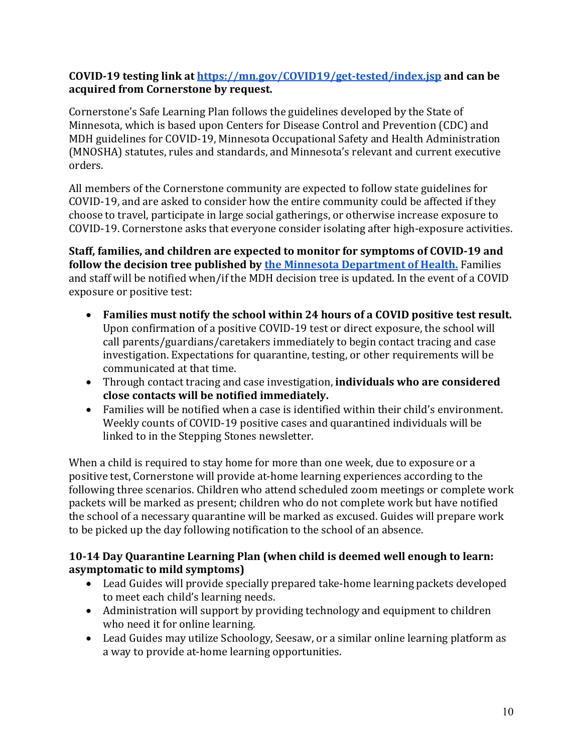**COVID-19 testing link at [https://mn.gov/COVID19/get-tested/index.jsp](https://mn.gov/COVID19/get-tested/index.jsp) and can be acquired from Cornerstone by request.**

Cornerstone's Safe Learning Plan follows the guidelines developed by the State of Minnesota, which is based upon Centers for Disease Control and Prevention (CDC) and MDH guidelines for COVID-19, Minnesota Occupational Safety and Health Administration (MNOSHA) statutes, rules and standards, and Minnesota's relevant and current executive orders.

All members of the Cornerstone community are expected to follow state guidelines for COVID-19, and are asked to consider how the entire community could be affected if they choose to travel, participate in large social gatherings, or otherwise increase exposure to COVID-19. Cornerstone asks that everyone consider isolating after high-exposure activities.

**Staff, families, and children are expected to monitor for symptoms of COVID-19 and follow the decision tree published by [the Minnesota Department of Health.](#)** Families and staff will be notified when/if the MDH decision tree is updated. In the event of a COVID exposure or positive test:

- **Families must notify the school within 24 hours of a COVID positive test result.** Upon confirmation of a positive COVID-19 test or direct exposure, the school will call parents/guardians/caretakers immediately to begin contact tracing and case investigation. Expectations for quarantine, testing, or other requirements will be communicated at that time.
- Through contact tracing and case investigation, **individuals who are considered close contacts will be notified immediately.**
- Families will be notified when a case is identified within their child's environment. Weekly counts of COVID-19 positive cases and quarantined individuals will be linked to in the Stepping Stones newsletter.

When a child is required to stay home for more than one week, due to exposure or a positive test, Cornerstone will provide at-home learning experiences according to the following three scenarios. Children who attend scheduled zoom meetings or complete work packets will be marked as present; children who do not complete work but have notified the school of a necessary quarantine will be marked as excused. Guides will prepare work to be picked up the day following notification to the school of an absence.

**10-14 Day Quarantine Learning Plan (when child is deemed well enough to learn: asymptomatic to mild symptoms)**

- Lead Guides will provide specially prepared take-home learning packets developed to meet each child's learning needs.
- Administration will support by providing technology and equipment to children who need it for online learning.
- Lead Guides may utilize Schoology, Seesaw, or a similar online learning platform as a way to provide at-home learning opportunities.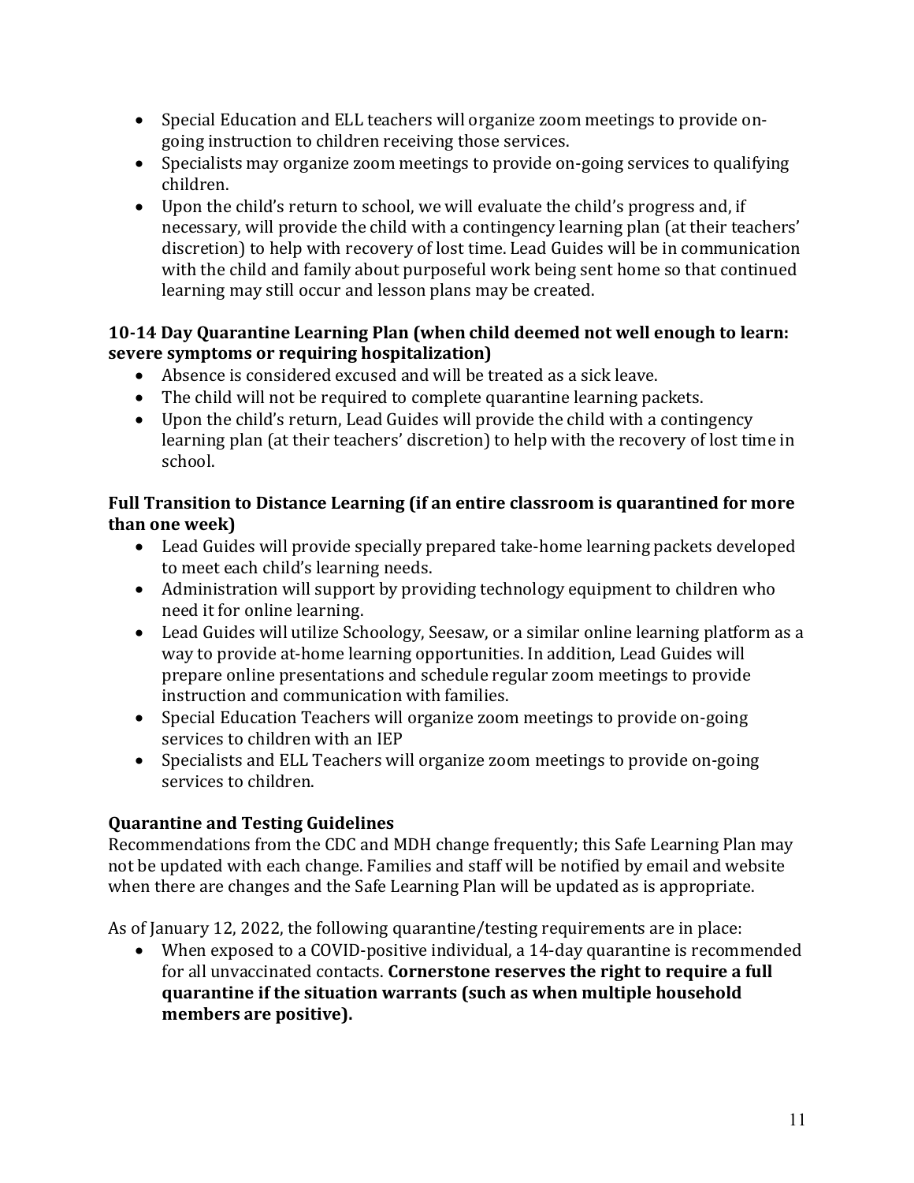- Special Education and ELL teachers will organize zoom meetings to provide on-going instruction to children receiving those services.
- Specialists may organize zoom meetings to provide on-going services to qualifying children.
- Upon the child's return to school, we will evaluate the child's progress and, if necessary, will provide the child with a contingency learning plan (at their teachers' discretion) to help with recovery of lost time. Lead Guides will be in communication with the child and family about purposeful work being sent home so that continued learning may still occur and lesson plans may be created.

**10-14 Day Quarantine Learning Plan (when child deemed not well enough to learn: severe symptoms or requiring hospitalization)**

- Absence is considered excused and will be treated as a sick leave.
- The child will not be required to complete quarantine learning packets.
- Upon the child's return, Lead Guides will provide the child with a contingency learning plan (at their teachers' discretion) to help with the recovery of lost time in school.

**Full Transition to Distance Learning (if an entire classroom is quarantined for more than one week)**

- Lead Guides will provide specially prepared take-home learning packets developed to meet each child's learning needs.
- Administration will support by providing technology equipment to children who need it for online learning.
- Lead Guides will utilize Schoology, Seesaw, or a similar online learning platform as a way to provide at-home learning opportunities. In addition, Lead Guides will prepare online presentations and schedule regular zoom meetings to provide instruction and communication with families.
- Special Education Teachers will organize zoom meetings to provide on-going services to children with an IEP
- Specialists and ELL Teachers will organize zoom meetings to provide on-going services to children.

**Quarantine and Testing Guidelines**

Recommendations from the CDC and MDH change frequently; this Safe Learning Plan may not be updated with each change. Families and staff will be notified by email and website when there are changes and the Safe Learning Plan will be updated as is appropriate.

As of January 12, 2022, the following quarantine/testing requirements are in place:

- When exposed to a COVID-positive individual, a 14-day quarantine is recommended for all unvaccinated contacts. **Cornerstone reserves the right to require a full quarantine if the situation warrants (such as when multiple household members are positive).**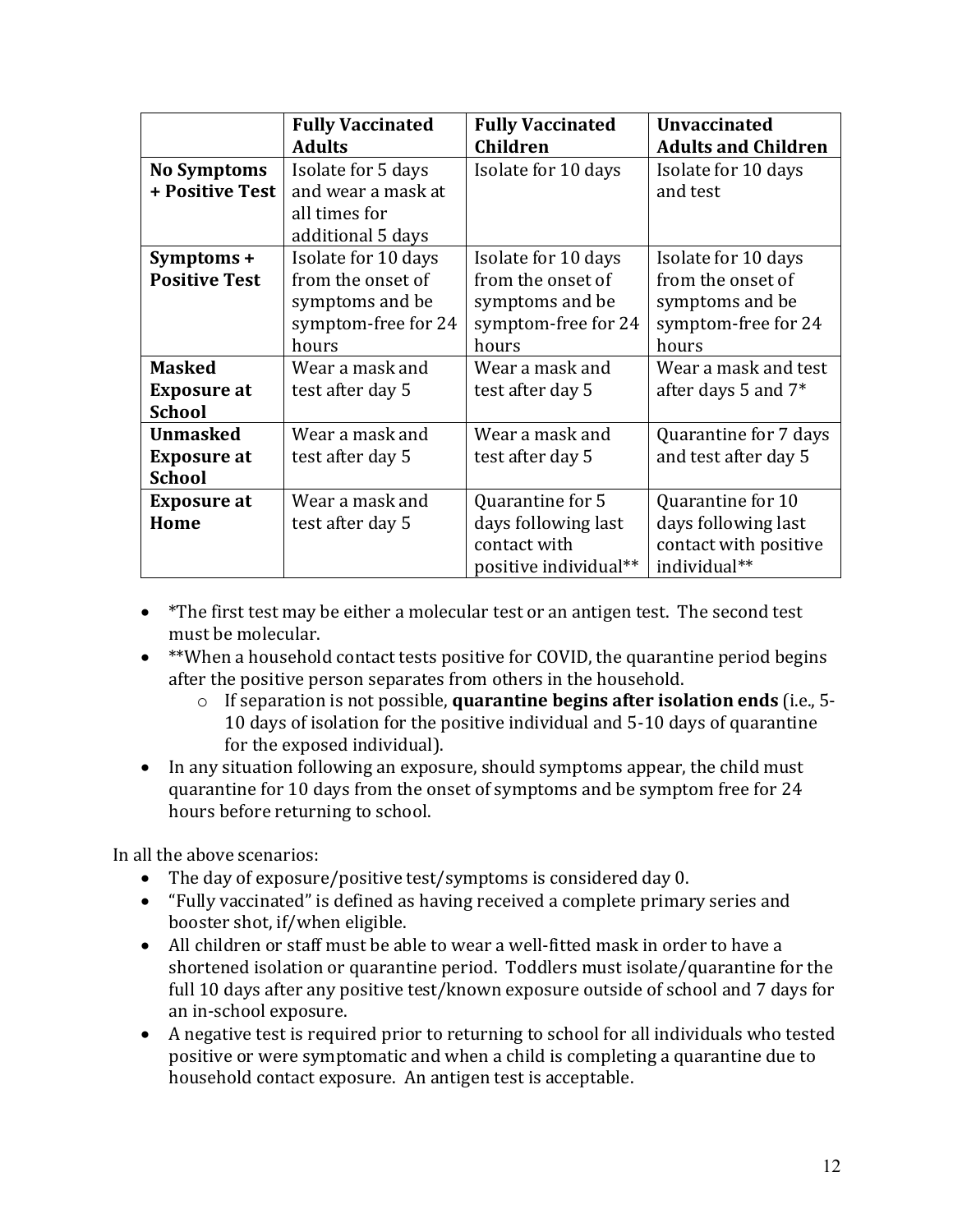| | **Fully Vaccinated Adults** | **Fully Vaccinated Children** | **Unvaccinated Adults and Children** |
|---|---|---|---|
| **No Symptoms + Positive Test** | Isolate for 5 days and wear a mask at all times for additional 5 days | Isolate for 10 days | Isolate for 10 days and test |
| **Symptoms + Positive Test** | Isolate for 10 days from the onset of symptoms and be symptom-free for 24 hours | Isolate for 10 days from the onset of symptoms and be symptom-free for 24 hours | Isolate for 10 days from the onset of symptoms and be symptom-free for 24 hours |
| **Masked Exposure at School** | Wear a mask and test after day 5 | Wear a mask and test after day 5 | Wear a mask and test after days 5 and 7* |
| **Unmasked Exposure at School** | Wear a mask and test after day 5 | Wear a mask and test after day 5 | Quarantine for 7 days and test after day 5 |
| **Exposure at Home** | Wear a mask and test after day 5 | Quarantine for 5 days following last contact with positive individual** | Quarantine for 10 days following last contact with positive individual** |

- *The first test may be either a molecular test or an antigen test. The second test must be molecular.
- **When a household contact tests positive for COVID, the quarantine period begins after the positive person separates from others in the household.
  - If separation is not possible, **quarantine begins after isolation ends** (i.e., 5-10 days of isolation for the positive individual and 5-10 days of quarantine for the exposed individual).
- In any situation following an exposure, should symptoms appear, the child must quarantine for 10 days from the onset of symptoms and be symptom free for 24 hours before returning to school.

In all the above scenarios:

- The day of exposure/positive test/symptoms is considered day 0.
- "Fully vaccinated" is defined as having received a complete primary series and booster shot, if/when eligible.
- All children or staff must be able to wear a well-fitted mask in order to have a shortened isolation or quarantine period. Toddlers must isolate/quarantine for the full 10 days after any positive test/known exposure outside of school and 7 days for an in-school exposure.
- A negative test is required prior to returning to school for all individuals who tested positive or were symptomatic and when a child is completing a quarantine due to household contact exposure. An antigen test is acceptable.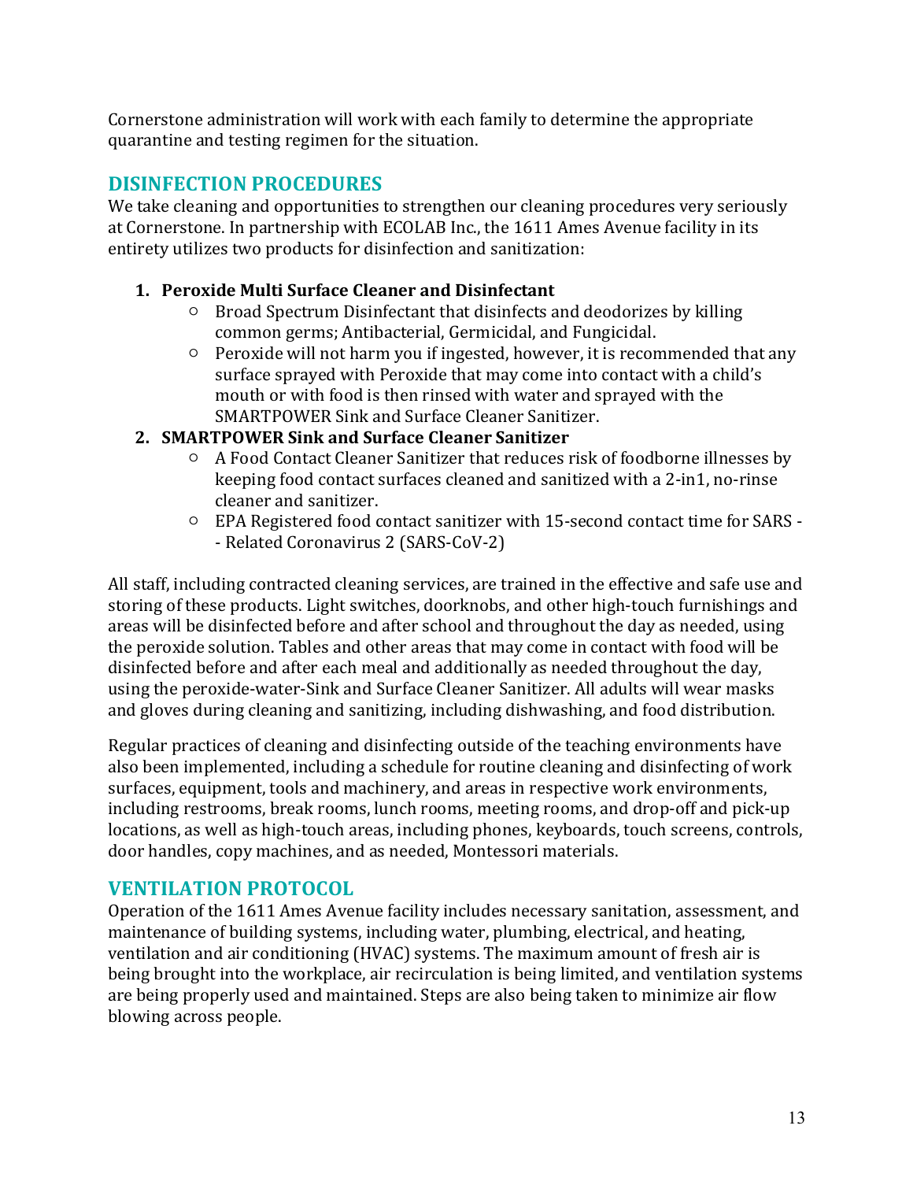Cornerstone administration will work with each family to determine the appropriate quarantine and testing regimen for the situation.

## DISINFECTION PROCEDURES

We take cleaning and opportunities to strengthen our cleaning procedures very seriously at Cornerstone. In partnership with ECOLAB Inc., the 1611 Ames Avenue facility in its entirety utilizes two products for disinfection and sanitization:

1. **Peroxide Multi Surface Cleaner and Disinfectant**
   - Broad Spectrum Disinfectant that disinfects and deodorizes by killing common germs; Antibacterial, Germicidal, and Fungicidal.
   - Peroxide will not harm you if ingested, however, it is recommended that any surface sprayed with Peroxide that may come into contact with a child's mouth or with food is then rinsed with water and sprayed with the SMARTPOWER Sink and Surface Cleaner Sanitizer.
2. **SMARTPOWER Sink and Surface Cleaner Sanitizer**
   - A Food Contact Cleaner Sanitizer that reduces risk of foodborne illnesses by keeping food contact surfaces cleaned and sanitized with a 2-in1, no-rinse cleaner and sanitizer.
   - EPA Registered food contact sanitizer with 15-second contact time for SARS -- Related Coronavirus 2 (SARS-CoV-2)

All staff, including contracted cleaning services, are trained in the effective and safe use and storing of these products. Light switches, doorknobs, and other high-touch furnishings and areas will be disinfected before and after school and throughout the day as needed, using the peroxide solution. Tables and other areas that may come in contact with food will be disinfected before and after each meal and additionally as needed throughout the day, using the peroxide-water-Sink and Surface Cleaner Sanitizer. All adults will wear masks and gloves during cleaning and sanitizing, including dishwashing, and food distribution.

Regular practices of cleaning and disinfecting outside of the teaching environments have also been implemented, including a schedule for routine cleaning and disinfecting of work surfaces, equipment, tools and machinery, and areas in respective work environments, including restrooms, break rooms, lunch rooms, meeting rooms, and drop-off and pick-up locations, as well as high-touch areas, including phones, keyboards, touch screens, controls, door handles, copy machines, and as needed, Montessori materials.

## VENTILATION PROTOCOL

Operation of the 1611 Ames Avenue facility includes necessary sanitation, assessment, and maintenance of building systems, including water, plumbing, electrical, and heating, ventilation and air conditioning (HVAC) systems. The maximum amount of fresh air is being brought into the workplace, air recirculation is being limited, and ventilation systems are being properly used and maintained. Steps are also being taken to minimize air flow blowing across people.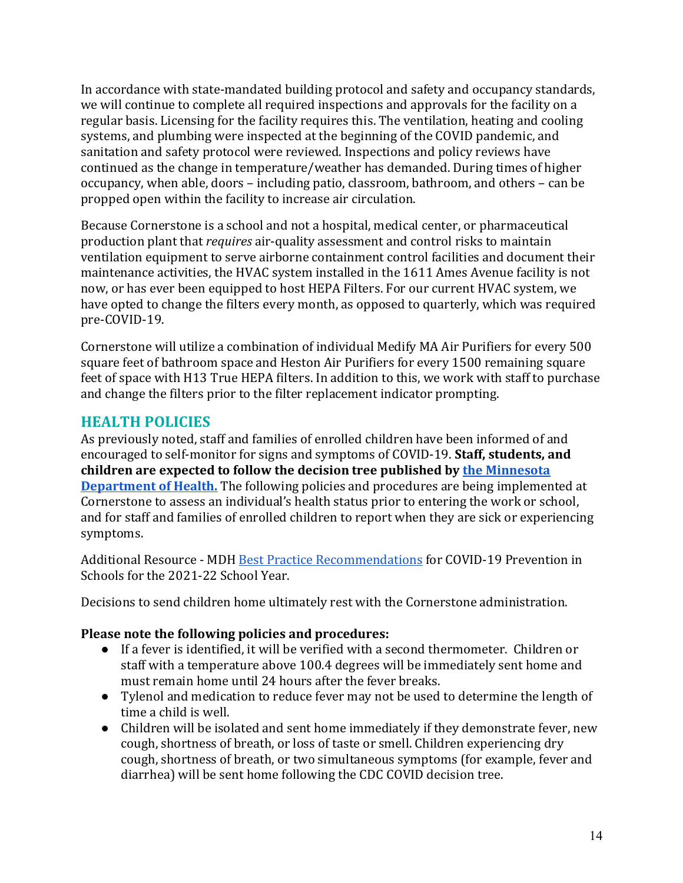In accordance with state-mandated building protocol and safety and occupancy standards, we will continue to complete all required inspections and approvals for the facility on a regular basis. Licensing for the facility requires this. The ventilation, heating and cooling systems, and plumbing were inspected at the beginning of the COVID pandemic, and sanitation and safety protocol were reviewed. Inspections and policy reviews have continued as the change in temperature/weather has demanded. During times of higher occupancy, when able, doors – including patio, classroom, bathroom, and others – can be propped open within the facility to increase air circulation.

Because Cornerstone is a school and not a hospital, medical center, or pharmaceutical production plant that *requires* air-quality assessment and control risks to maintain ventilation equipment to serve airborne containment control facilities and document their maintenance activities, the HVAC system installed in the 1611 Ames Avenue facility is not now, or has ever been equipped to host HEPA Filters. For our current HVAC system, we have opted to change the filters every month, as opposed to quarterly, which was required pre-COVID-19.

Cornerstone will utilize a combination of individual Medify MA Air Purifiers for every 500 square feet of bathroom space and Heston Air Purifiers for every 1500 remaining square feet of space with H13 True HEPA filters. In addition to this, we work with staff to purchase and change the filters prior to the filter replacement indicator prompting.

## HEALTH POLICIES

As previously noted, staff and families of enrolled children have been informed of and encouraged to self-monitor for signs and symptoms of COVID-19. **Staff, students, and children are expected to follow the decision tree published by the Minnesota Department of Health.** The following policies and procedures are being implemented at Cornerstone to assess an individual's health status prior to entering the work or school, and for staff and families of enrolled children to report when they are sick or experiencing symptoms.

Additional Resource - MDH Best Practice Recommendations for COVID-19 Prevention in Schools for the 2021-22 School Year.

Decisions to send children home ultimately rest with the Cornerstone administration.

**Please note the following policies and procedures:**

- If a fever is identified, it will be verified with a second thermometer. Children or staff with a temperature above 100.4 degrees will be immediately sent home and must remain home until 24 hours after the fever breaks.
- Tylenol and medication to reduce fever may not be used to determine the length of time a child is well.
- Children will be isolated and sent home immediately if they demonstrate fever, new cough, shortness of breath, or loss of taste or smell. Children experiencing dry cough, shortness of breath, or two simultaneous symptoms (for example, fever and diarrhea) will be sent home following the CDC COVID decision tree.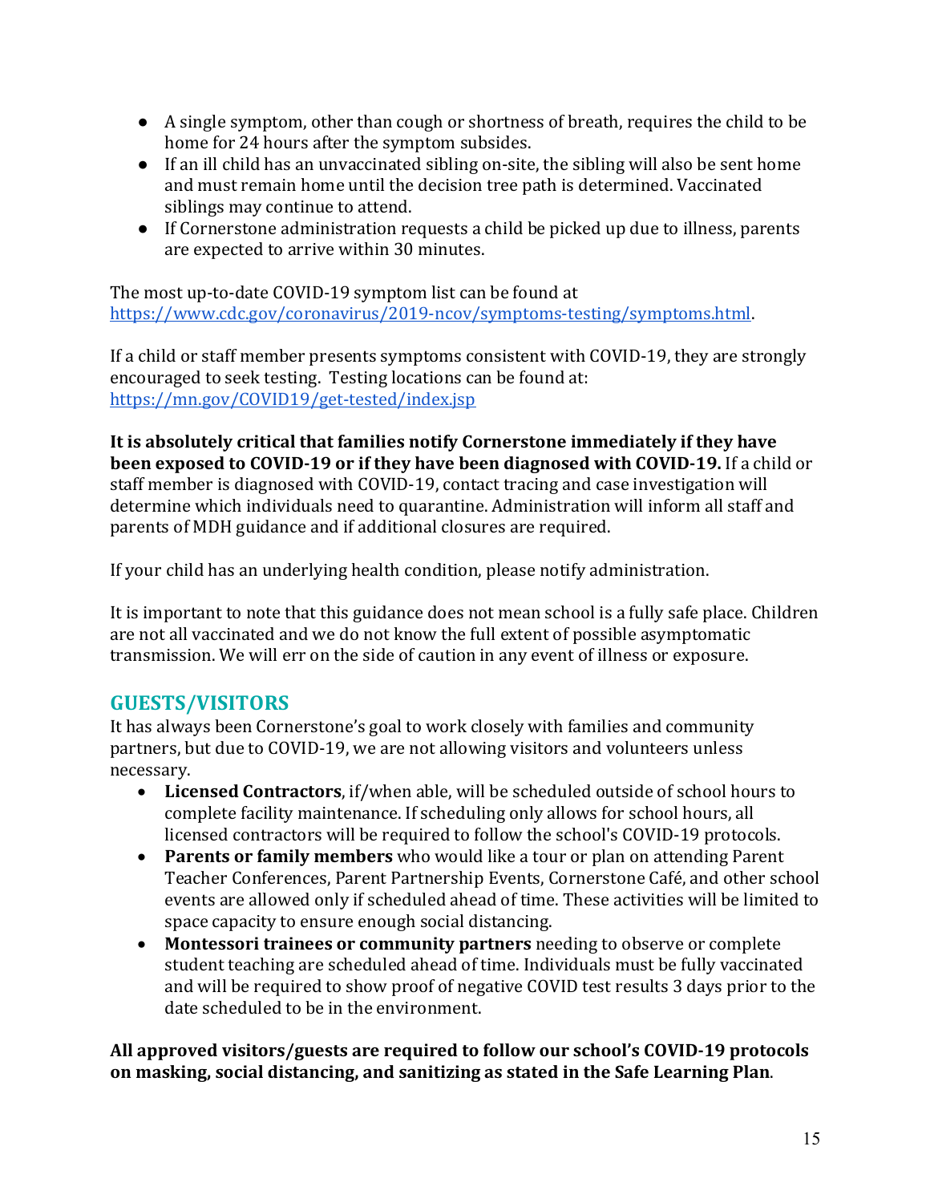- A single symptom, other than cough or shortness of breath, requires the child to be home for 24 hours after the symptom subsides.
- If an ill child has an unvaccinated sibling on-site, the sibling will also be sent home and must remain home until the decision tree path is determined. Vaccinated siblings may continue to attend.
- If Cornerstone administration requests a child be picked up due to illness, parents are expected to arrive within 30 minutes.

The most up-to-date COVID-19 symptom list can be found at https://www.cdc.gov/coronavirus/2019-ncov/symptoms-testing/symptoms.html.

If a child or staff member presents symptoms consistent with COVID-19, they are strongly encouraged to seek testing. Testing locations can be found at: https://mn.gov/COVID19/get-tested/index.jsp

**It is absolutely critical that families notify Cornerstone immediately if they have been exposed to COVID-19 or if they have been diagnosed with COVID-19.** If a child or staff member is diagnosed with COVID-19, contact tracing and case investigation will determine which individuals need to quarantine. Administration will inform all staff and parents of MDH guidance and if additional closures are required.

If your child has an underlying health condition, please notify administration.

It is important to note that this guidance does not mean school is a fully safe place. Children are not all vaccinated and we do not know the full extent of possible asymptomatic transmission. We will err on the side of caution in any event of illness or exposure.

## GUESTS/VISITORS

It has always been Cornerstone's goal to work closely with families and community partners, but due to COVID-19, we are not allowing visitors and volunteers unless necessary.

- **Licensed Contractors**, if/when able, will be scheduled outside of school hours to complete facility maintenance. If scheduling only allows for school hours, all licensed contractors will be required to follow the school's COVID-19 protocols.
- **Parents or family members** who would like a tour or plan on attending Parent Teacher Conferences, Parent Partnership Events, Cornerstone Café, and other school events are allowed only if scheduled ahead of time. These activities will be limited to space capacity to ensure enough social distancing.
- **Montessori trainees or community partners** needing to observe or complete student teaching are scheduled ahead of time. Individuals must be fully vaccinated and will be required to show proof of negative COVID test results 3 days prior to the date scheduled to be in the environment.

**All approved visitors/guests are required to follow our school's COVID-19 protocols on masking, social distancing, and sanitizing as stated in the Safe Learning Plan**.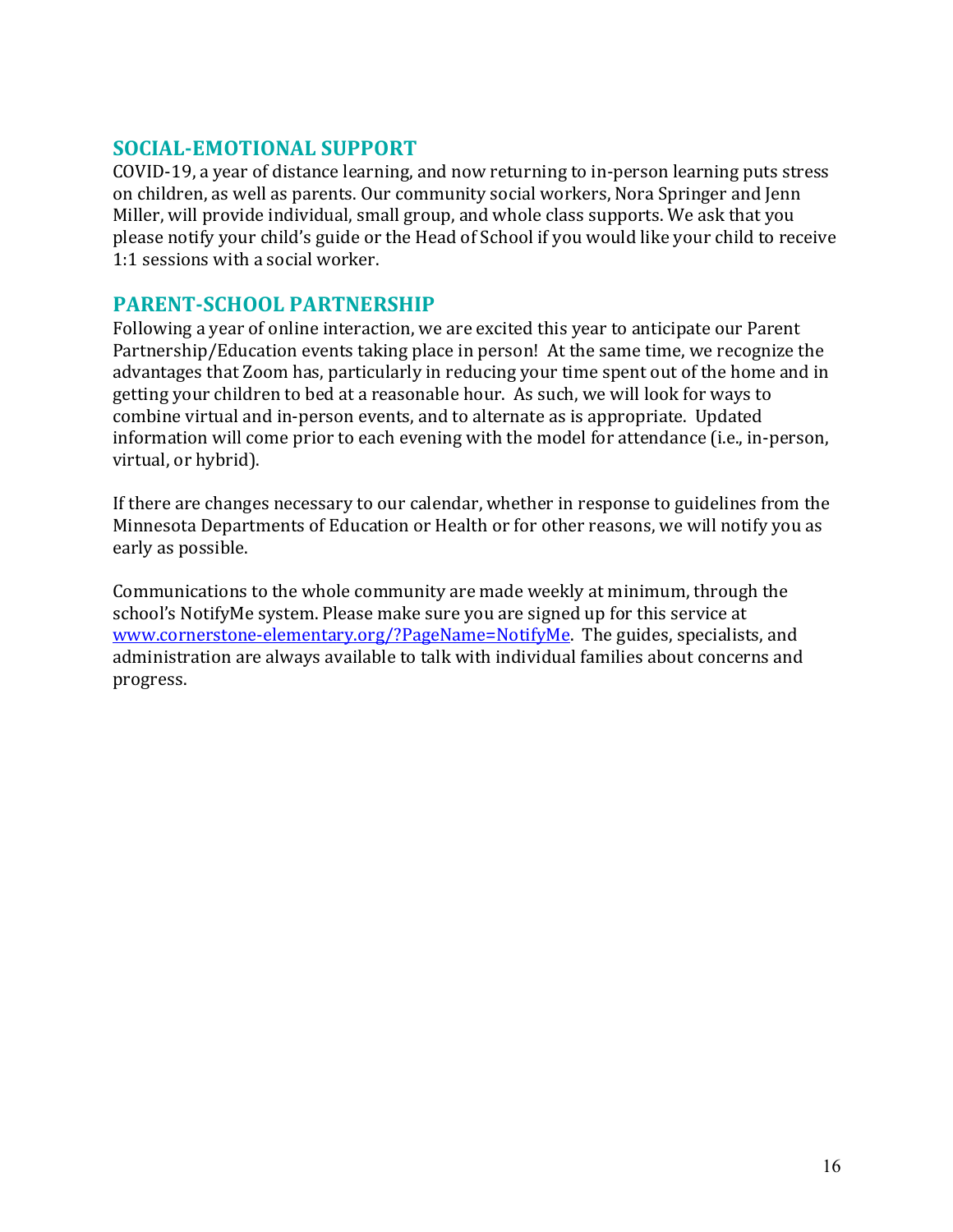## SOCIAL-EMOTIONAL SUPPORT

COVID-19, a year of distance learning, and now returning to in-person learning puts stress on children, as well as parents. Our community social workers, Nora Springer and Jenn Miller, will provide individual, small group, and whole class supports. We ask that you please notify your child's guide or the Head of School if you would like your child to receive 1:1 sessions with a social worker.

## PARENT-SCHOOL PARTNERSHIP

Following a year of online interaction, we are excited this year to anticipate our Parent Partnership/Education events taking place in person! At the same time, we recognize the advantages that Zoom has, particularly in reducing your time spent out of the home and in getting your children to bed at a reasonable hour. As such, we will look for ways to combine virtual and in-person events, and to alternate as is appropriate. Updated information will come prior to each evening with the model for attendance (i.e., in-person, virtual, or hybrid).

If there are changes necessary to our calendar, whether in response to guidelines from the Minnesota Departments of Education or Health or for other reasons, we will notify you as early as possible.

Communications to the whole community are made weekly at minimum, through the school's NotifyMe system. Please make sure you are signed up for this service at [www.cornerstone-elementary.org/?PageName=NotifyMe](http://www.cornerstone-elementary.org/?PageName=NotifyMe). The guides, specialists, and administration are always available to talk with individual families about concerns and progress.